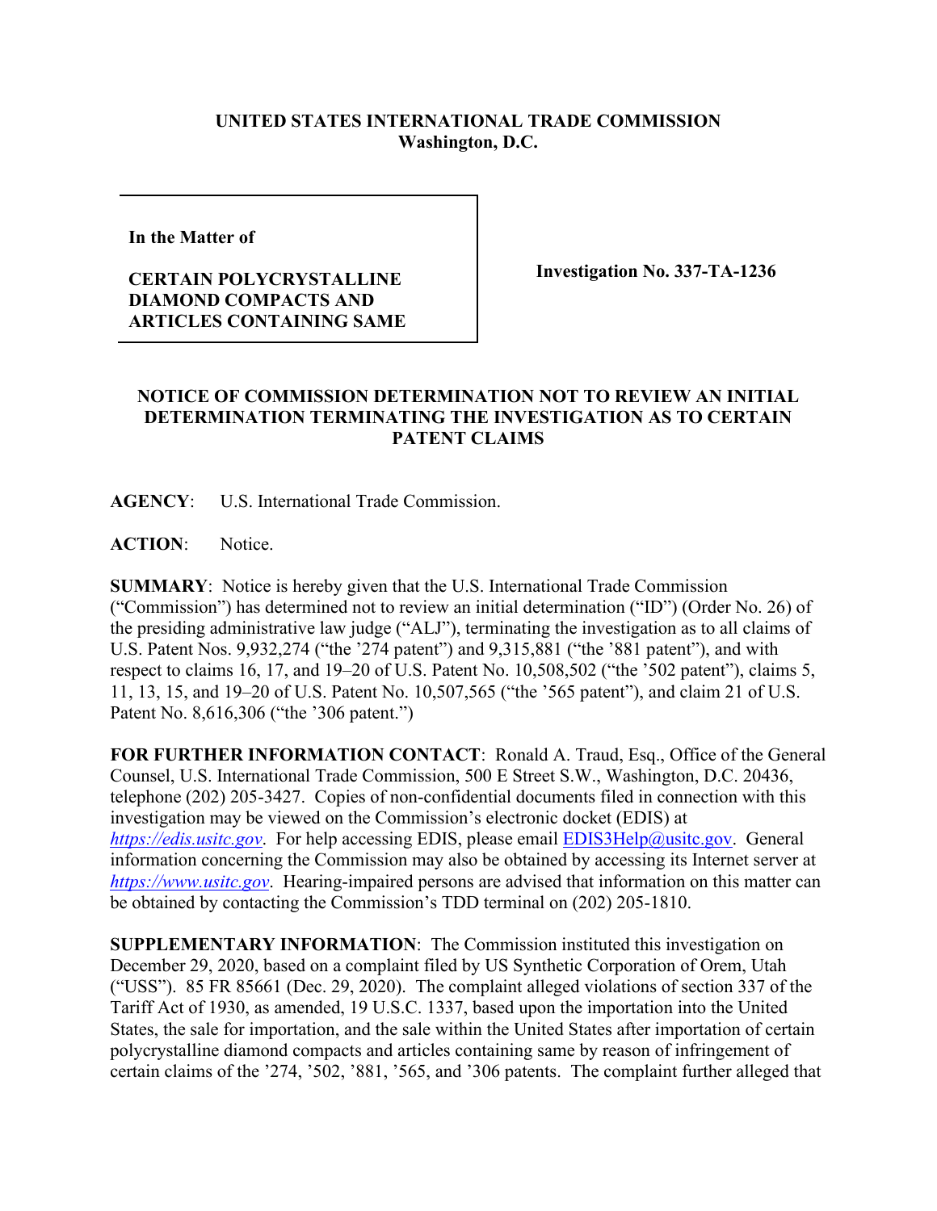**UNITED STATES INTERNATIONAL TRADE COMMISSION**
**Washington, D.C.**

| In the Matter of<br><br>**CERTAIN POLYCRYSTALLINE DIAMOND COMPACTS AND ARTICLES CONTAINING SAME** | **Investigation No. 337-TA-1236** |
|---|---|

**NOTICE OF COMMISSION DETERMINATION NOT TO REVIEW AN INITIAL DETERMINATION TERMINATING THE INVESTIGATION AS TO CERTAIN PATENT CLAIMS**

**AGENCY**: U.S. International Trade Commission.

**ACTION**: Notice.

**SUMMARY**: Notice is hereby given that the U.S. International Trade Commission ("Commission") has determined not to review an initial determination ("ID") (Order No. 26) of the presiding administrative law judge ("ALJ"), terminating the investigation as to all claims of U.S. Patent Nos. 9,932,274 ("the '274 patent") and 9,315,881 ("the '881 patent"), and with respect to claims 16, 17, and 19–20 of U.S. Patent No. 10,508,502 ("the '502 patent"), claims 5, 11, 13, 15, and 19–20 of U.S. Patent No. 10,507,565 ("the '565 patent"), and claim 21 of U.S. Patent No. 8,616,306 ("the '306 patent.")

**FOR FURTHER INFORMATION CONTACT**: Ronald A. Traud, Esq., Office of the General Counsel, U.S. International Trade Commission, 500 E Street S.W., Washington, D.C. 20436, telephone (202) 205-3427. Copies of non-confidential documents filed in connection with this investigation may be viewed on the Commission's electronic docket (EDIS) at *https://edis.usitc.gov*. For help accessing EDIS, please email EDIS3Help@usitc.gov. General information concerning the Commission may also be obtained by accessing its Internet server at *https://www.usitc.gov*. Hearing-impaired persons are advised that information on this matter can be obtained by contacting the Commission's TDD terminal on (202) 205-1810.

**SUPPLEMENTARY INFORMATION**: The Commission instituted this investigation on December 29, 2020, based on a complaint filed by US Synthetic Corporation of Orem, Utah ("USS"). 85 FR 85661 (Dec. 29, 2020). The complaint alleged violations of section 337 of the Tariff Act of 1930, as amended, 19 U.S.C. 1337, based upon the importation into the United States, the sale for importation, and the sale within the United States after importation of certain polycrystalline diamond compacts and articles containing same by reason of infringement of certain claims of the '274, '502, '881, '565, and '306 patents. The complaint further alleged that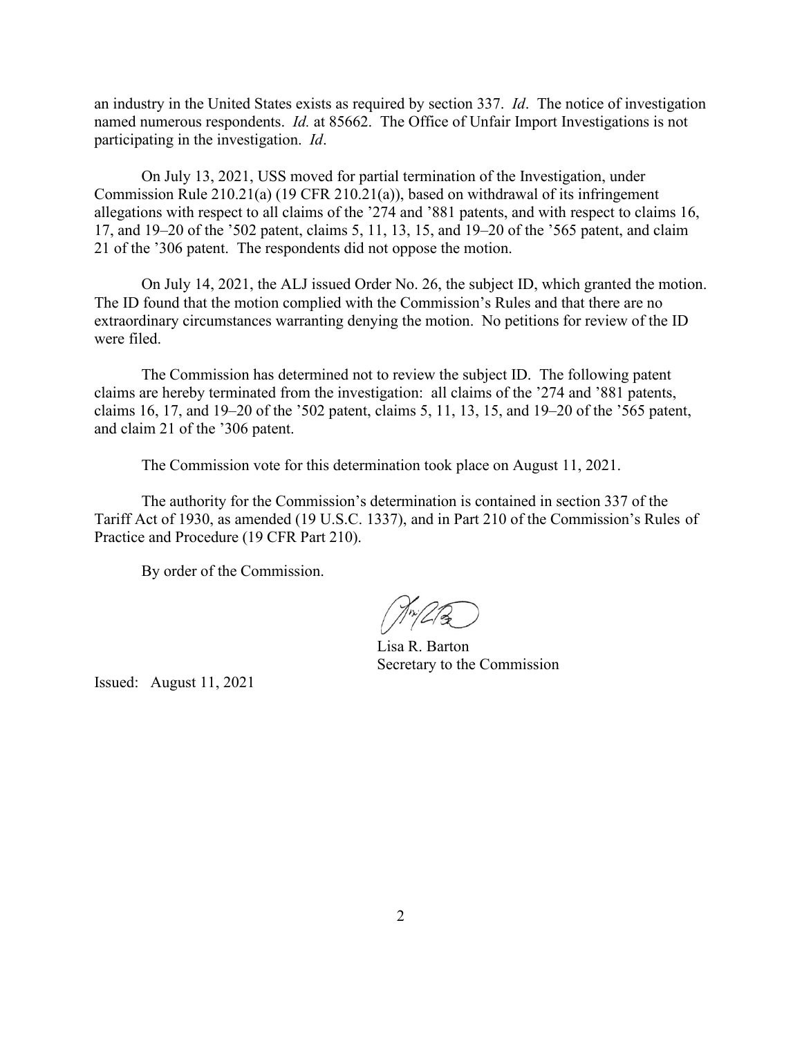an industry in the United States exists as required by section 337. *Id*. The notice of investigation named numerous respondents. *Id.* at 85662. The Office of Unfair Import Investigations is not participating in the investigation. *Id*.

On July 13, 2021, USS moved for partial termination of the Investigation, under Commission Rule 210.21(a) (19 CFR 210.21(a)), based on withdrawal of its infringement allegations with respect to all claims of the '274 and '881 patents, and with respect to claims 16, 17, and 19–20 of the '502 patent, claims 5, 11, 13, 15, and 19–20 of the '565 patent, and claim 21 of the '306 patent. The respondents did not oppose the motion.

On July 14, 2021, the ALJ issued Order No. 26, the subject ID, which granted the motion. The ID found that the motion complied with the Commission's Rules and that there are no extraordinary circumstances warranting denying the motion. No petitions for review of the ID were filed.

The Commission has determined not to review the subject ID. The following patent claims are hereby terminated from the investigation: all claims of the '274 and '881 patents, claims 16, 17, and 19–20 of the '502 patent, claims 5, 11, 13, 15, and 19–20 of the '565 patent, and claim 21 of the '306 patent.

The Commission vote for this determination took place on August 11, 2021.

The authority for the Commission's determination is contained in section 337 of the Tariff Act of 1930, as amended (19 U.S.C. 1337), and in Part 210 of the Commission's Rules of Practice and Procedure (19 CFR Part 210).

By order of the Commission.

Lisa R. Barton
Secretary to the Commission

Issued: August 11, 2021